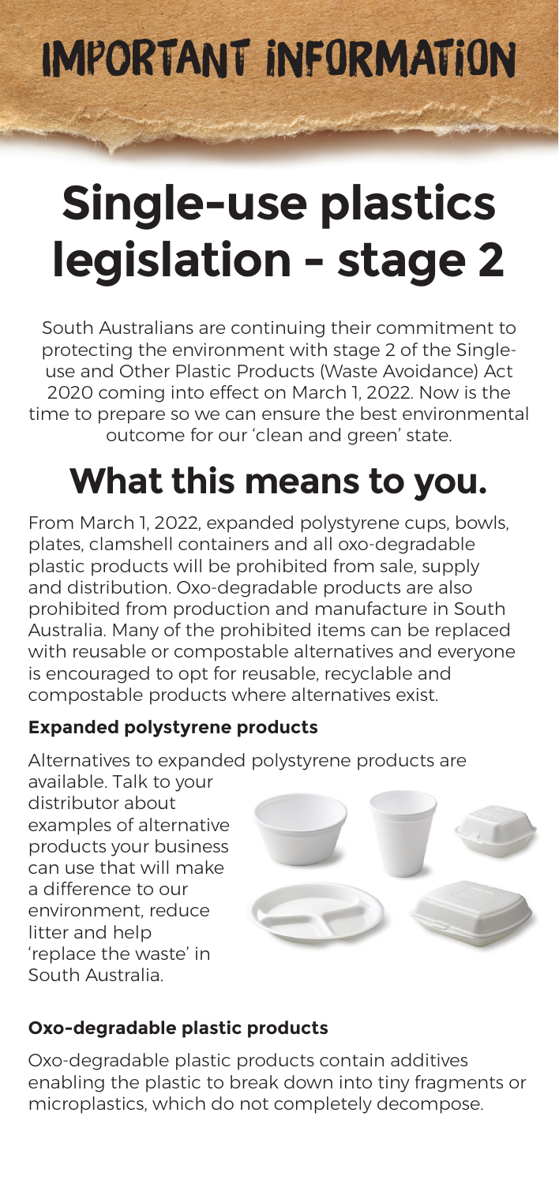# IMPORTANT INFORMATION

# Single-use plastics legislation - stage 2

South Australians are continuing their commitment to protecting the environment with stage 2 of the Single-use and Other Plastic Products (Waste Avoidance) Act 2020 coming into effect on March 1, 2022. Now is the time to prepare so we can ensure the best environmental outcome for our 'clean and green' state.

## What this means to you.

From March 1, 2022, expanded polystyrene cups, bowls, plates, clamshell containers and all oxo-degradable plastic products will be prohibited from sale, supply and distribution. Oxo-degradable products are also prohibited from production and manufacture in South Australia. Many of the prohibited items can be replaced with reusable or compostable alternatives and everyone is encouraged to opt for reusable, recyclable and compostable products where alternatives exist.

### Expanded polystyrene products

Alternatives to expanded polystyrene products are available. Talk to your distributor about examples of alternative products your business can use that will make a difference to our environment, reduce litter and help 'replace the waste' in South Australia.

### Oxo-degradable plastic products

Oxo-degradable plastic products contain additives enabling the plastic to break down into tiny fragments or microplastics, which do not completely decompose.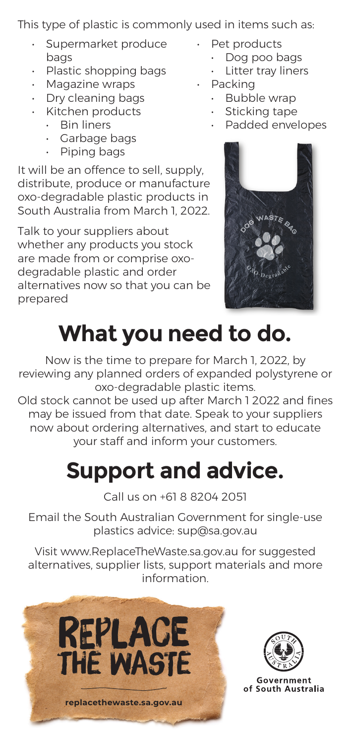This type of plastic is commonly used in items such as:

- Supermarket produce bags
- Plastic shopping bags
- Magazine wraps
- Dry cleaning bags
- Kitchen products
  - Bin liners
  - Garbage bags
  - Piping bags
- Pet products
  - Dog poo bags
  - Litter tray liners
- Packing
  - Bubble wrap
  - Sticking tape
  - Padded envelopes

It will be an offence to sell, supply, distribute, produce or manufacture oxo-degradable plastic products in South Australia from March 1, 2022.

Talk to your suppliers about whether any products you stock are made from or comprise oxo-degradable plastic and order alternatives now so that you can be prepared

# What you need to do.

Now is the time to prepare for March 1, 2022, by reviewing any planned orders of expanded polystyrene or oxo-degradable plastic items.

Old stock cannot be used up after March 1 2022 and fines may be issued from that date. Speak to your suppliers now about ordering alternatives, and start to educate your staff and inform your customers.

# Support and advice.

Call us on +61 8 8204 2051

Email the South Australian Government for single-use plastics advice: sup@sa.gov.au

Visit www.ReplaceTheWaste.sa.gov.au for suggested alternatives, supplier lists, support materials and more information.

REPLACE THE WASTE

replacethewaste.sa.gov.au

Government of South Australia